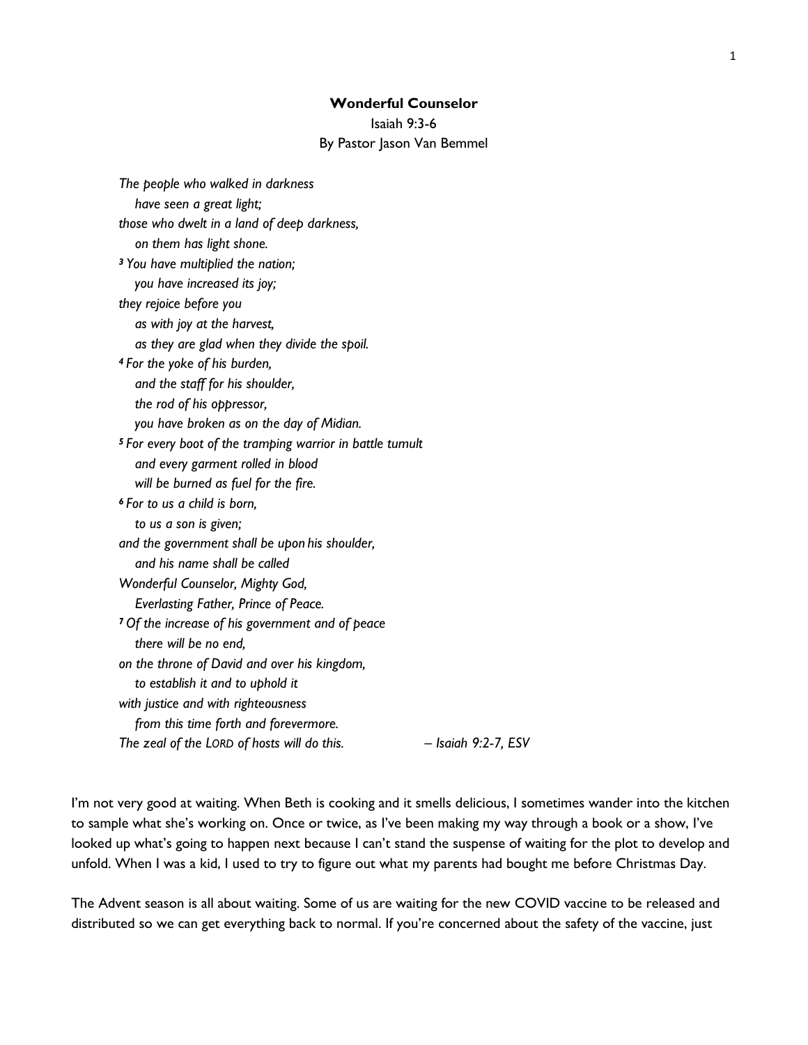**Wonderful Counselor**

Isaiah 9:3-6

By Pastor Jason Van Bemmel

*The people who walked in darkness*
*have seen a great light;*
*those who dwelt in a land of deep darkness,*
*on them has light shone.*
***3*** *You have multiplied the nation;*
*you have increased its joy;*
*they rejoice before you*
*as with joy at the harvest,*
*as they are glad when they divide the spoil.*
***4*** *For the yoke of his burden,*
*and the staff for his shoulder,*
*the rod of his oppressor,*
*you have broken as on the day of Midian.*
***5*** *For every boot of the tramping warrior in battle tumult*
*and every garment rolled in blood*
*will be burned as fuel for the fire.*
***6*** *For to us a child is born,*
*to us a son is given;*
*and the government shall be upon his shoulder,*
*and his name shall be called*
*Wonderful Counselor, Mighty God,*
*Everlasting Father, Prince of Peace.*
***7*** *Of the increase of his government and of peace*
*there will be no end,*
*on the throne of David and over his kingdom,*
*to establish it and to uphold it*
*with justice and with righteousness*
*from this time forth and forevermore.*
*The zeal of the LORD of hosts will do this.* – *Isaiah 9:2-7, ESV*

I'm not very good at waiting. When Beth is cooking and it smells delicious, I sometimes wander into the kitchen to sample what she's working on. Once or twice, as I've been making my way through a book or a show, I've looked up what's going to happen next because I can't stand the suspense of waiting for the plot to develop and unfold. When I was a kid, I used to try to figure out what my parents had bought me before Christmas Day.

The Advent season is all about waiting. Some of us are waiting for the new COVID vaccine to be released and distributed so we can get everything back to normal. If you're concerned about the safety of the vaccine, just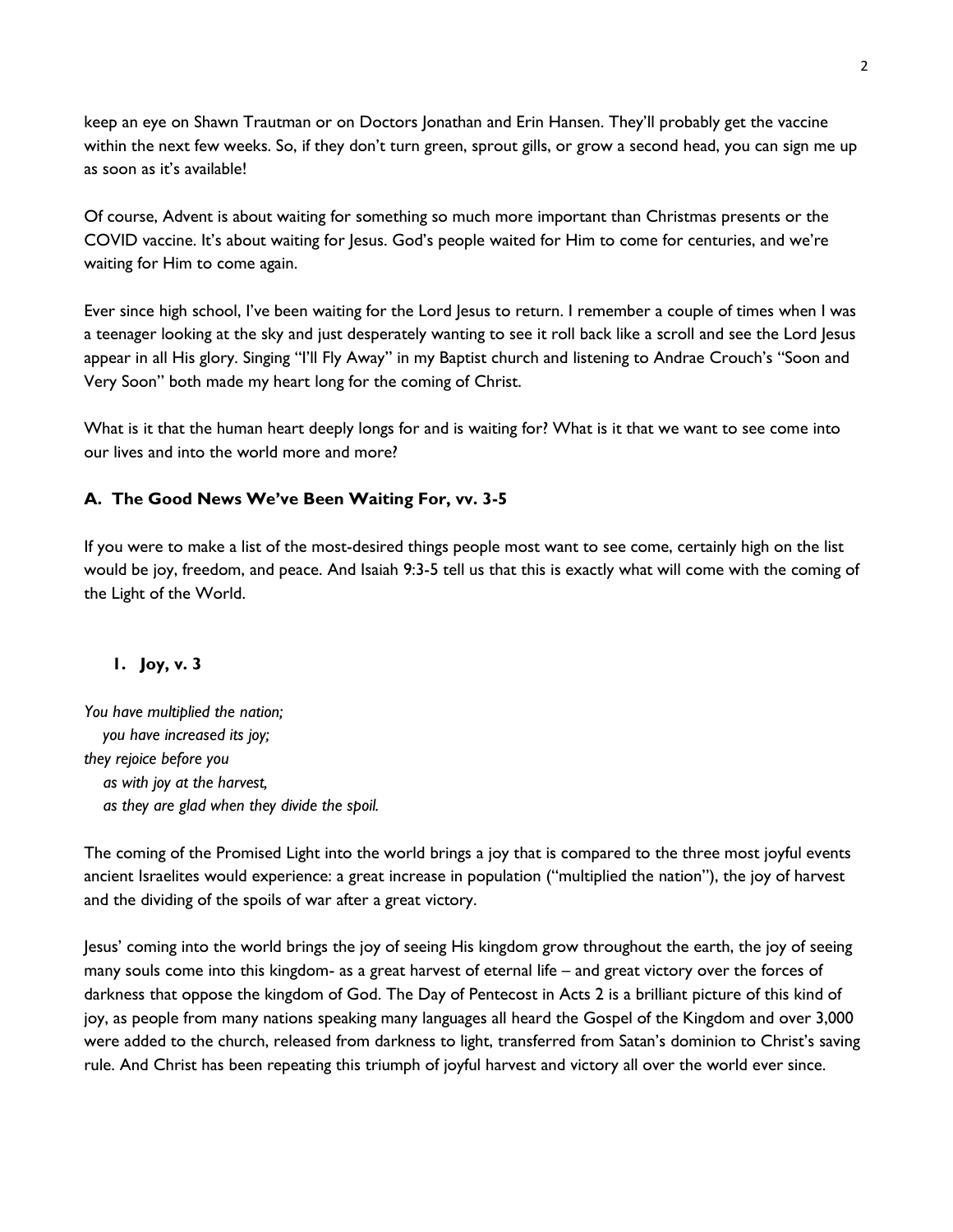keep an eye on Shawn Trautman or on Doctors Jonathan and Erin Hansen. They'll probably get the vaccine within the next few weeks. So, if they don't turn green, sprout gills, or grow a second head, you can sign me up as soon as it's available!

Of course, Advent is about waiting for something so much more important than Christmas presents or the COVID vaccine. It's about waiting for Jesus. God's people waited for Him to come for centuries, and we're waiting for Him to come again.

Ever since high school, I've been waiting for the Lord Jesus to return. I remember a couple of times when I was a teenager looking at the sky and just desperately wanting to see it roll back like a scroll and see the Lord Jesus appear in all His glory. Singing "I'll Fly Away" in my Baptist church and listening to Andrae Crouch's "Soon and Very Soon" both made my heart long for the coming of Christ.

What is it that the human heart deeply longs for and is waiting for? What is it that we want to see come into our lives and into the world more and more?

### A. The Good News We've Been Waiting For, vv. 3-5

If you were to make a list of the most-desired things people most want to see come, certainly high on the list would be joy, freedom, and peace. And Isaiah 9:3-5 tell us that this is exactly what will come with the coming of the Light of the World.

#### 1. Joy, v. 3

*You have multiplied the nation;*
*you have increased its joy;*
*they rejoice before you*
*as with joy at the harvest,*
*as they are glad when they divide the spoil.*

The coming of the Promised Light into the world brings a joy that is compared to the three most joyful events ancient Israelites would experience: a great increase in population ("multiplied the nation"), the joy of harvest and the dividing of the spoils of war after a great victory.

Jesus' coming into the world brings the joy of seeing His kingdom grow throughout the earth, the joy of seeing many souls come into this kingdom- as a great harvest of eternal life – and great victory over the forces of darkness that oppose the kingdom of God. The Day of Pentecost in Acts 2 is a brilliant picture of this kind of joy, as people from many nations speaking many languages all heard the Gospel of the Kingdom and over 3,000 were added to the church, released from darkness to light, transferred from Satan's dominion to Christ's saving rule. And Christ has been repeating this triumph of joyful harvest and victory all over the world ever since.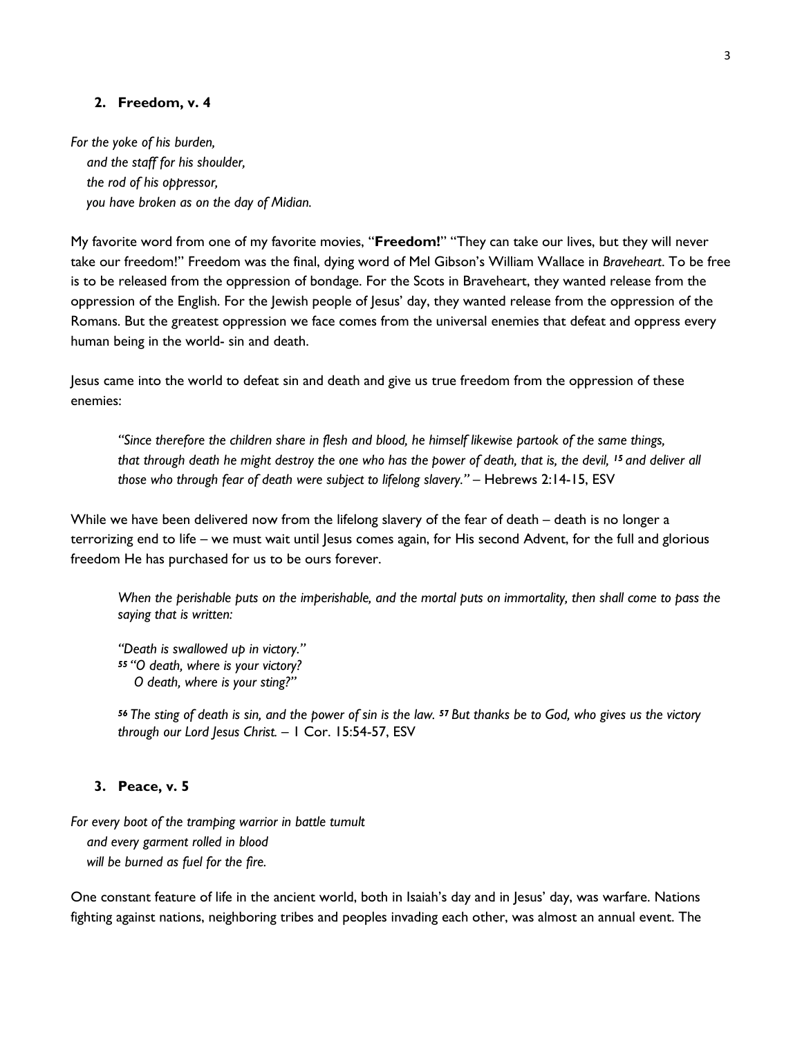## 2. Freedom, v. 4

*For the yoke of his burden,*
*and the staff for his shoulder,*
*the rod of his oppressor,*
*you have broken as on the day of Midian.*

My favorite word from one of my favorite movies, "**Freedom!**" "They can take our lives, but they will never take our freedom!" Freedom was the final, dying word of Mel Gibson's William Wallace in *Braveheart*. To be free is to be released from the oppression of bondage. For the Scots in Braveheart, they wanted release from the oppression of the English. For the Jewish people of Jesus' day, they wanted release from the oppression of the Romans. But the greatest oppression we face comes from the universal enemies that defeat and oppress every human being in the world- sin and death.

Jesus came into the world to defeat sin and death and give us true freedom from the oppression of these enemies:

> *"Since therefore the children share in flesh and blood, he himself likewise partook of the same things, that through death he might destroy the one who has the power of death, that is, the devil, [15] and deliver all those who through fear of death were subject to lifelong slavery."* – Hebrews 2:14-15, ESV

While we have been delivered now from the lifelong slavery of the fear of death – death is no longer a terrorizing end to life – we must wait until Jesus comes again, for His second Advent, for the full and glorious freedom He has purchased for us to be ours forever.

> *When the perishable puts on the imperishable, and the mortal puts on immortality, then shall come to pass the saying that is written:*
>
> *"Death is swallowed up in victory."*
> *[55] "O death, where is your victory?*
> *O death, where is your sting?"*
>
> *[56] The sting of death is sin, and the power of sin is the law. [57] But thanks be to God, who gives us the victory through our Lord Jesus Christ.* – 1 Cor. 15:54-57, ESV

## 3. Peace, v. 5

*For every boot of the tramping warrior in battle tumult*
*and every garment rolled in blood*
*will be burned as fuel for the fire.*

One constant feature of life in the ancient world, both in Isaiah's day and in Jesus' day, was warfare. Nations fighting against nations, neighboring tribes and peoples invading each other, was almost an annual event. The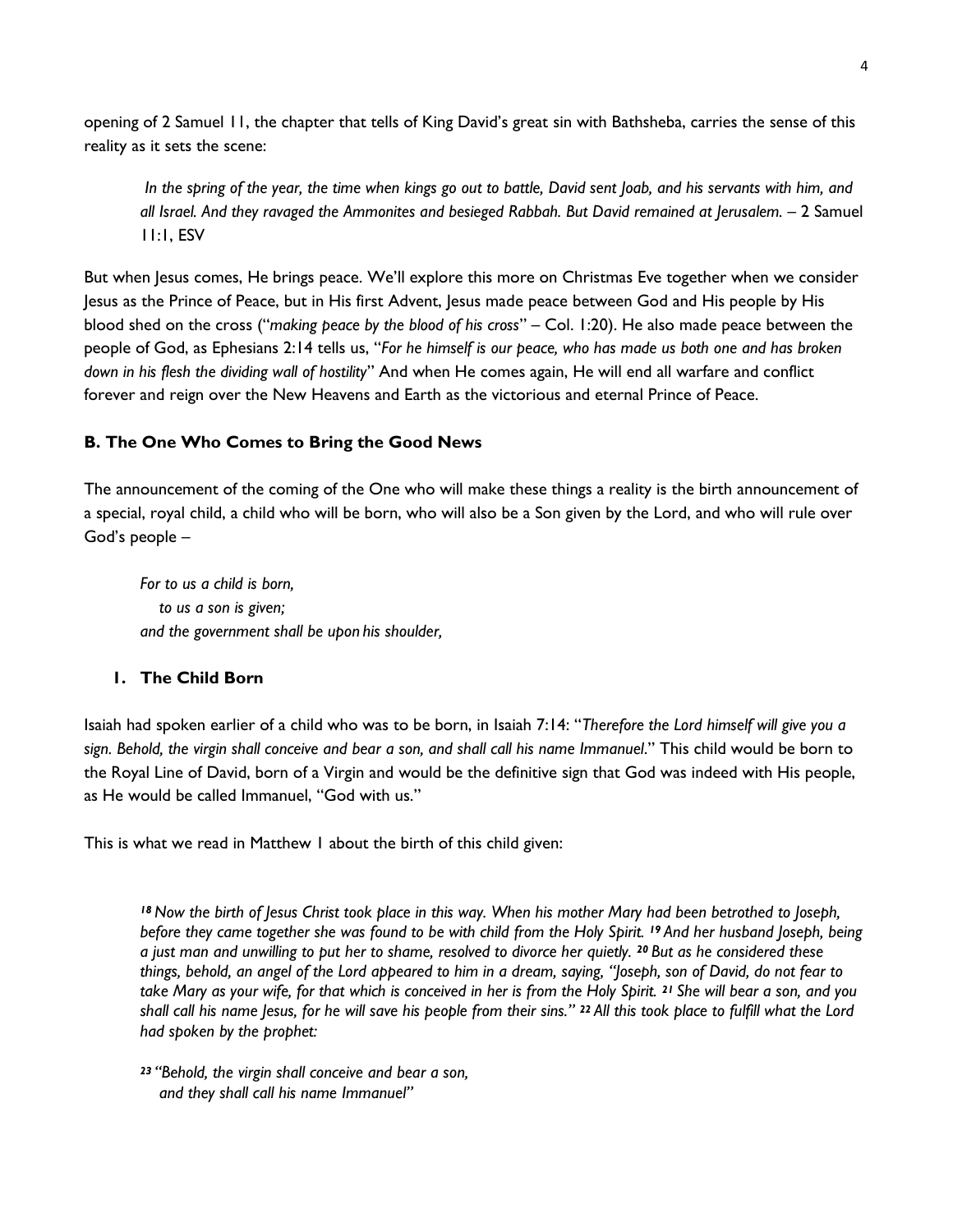opening of 2 Samuel 11, the chapter that tells of King David's great sin with Bathsheba, carries the sense of this reality as it sets the scene:

> *In the spring of the year, the time when kings go out to battle, David sent Joab, and his servants with him, and all Israel. And they ravaged the Ammonites and besieged Rabbah. But David remained at Jerusalem.* – 2 Samuel 11:1, ESV

But when Jesus comes, He brings peace. We'll explore this more on Christmas Eve together when we consider Jesus as the Prince of Peace, but in His first Advent, Jesus made peace between God and His people by His blood shed on the cross ("*making peace by the blood of his cross*" – Col. 1:20). He also made peace between the people of God, as Ephesians 2:14 tells us, "*For he himself is our peace, who has made us both one and has broken down in his flesh the dividing wall of hostility*" And when He comes again, He will end all warfare and conflict forever and reign over the New Heavens and Earth as the victorious and eternal Prince of Peace.

### B. The One Who Comes to Bring the Good News

The announcement of the coming of the One who will make these things a reality is the birth announcement of a special, royal child, a child who will be born, who will also be a Son given by the Lord, and who will rule over God's people –

> *For to us a child is born,*
> *to us a son is given;*
> *and the government shall be upon his shoulder,*

#### 1. The Child Born

Isaiah had spoken earlier of a child who was to be born, in Isaiah 7:14: "*Therefore the Lord himself will give you a sign. Behold, the virgin shall conceive and bear a son, and shall call his name Immanuel*." This child would be born to the Royal Line of David, born of a Virgin and would be the definitive sign that God was indeed with His people, as He would be called Immanuel, "God with us."

This is what we read in Matthew 1 about the birth of this child given:

> *18 Now the birth of Jesus Christ took place in this way. When his mother Mary had been betrothed to Joseph, before they came together she was found to be with child from the Holy Spirit. 19 And her husband Joseph, being a just man and unwilling to put her to shame, resolved to divorce her quietly. 20 But as he considered these things, behold, an angel of the Lord appeared to him in a dream, saying, "Joseph, son of David, do not fear to take Mary as your wife, for that which is conceived in her is from the Holy Spirit. 21 She will bear a son, and you shall call his name Jesus, for he will save his people from their sins." 22 All this took place to fulfill what the Lord had spoken by the prophet:*
>
> *23 "Behold, the virgin shall conceive and bear a son,*
> *and they shall call his name Immanuel"*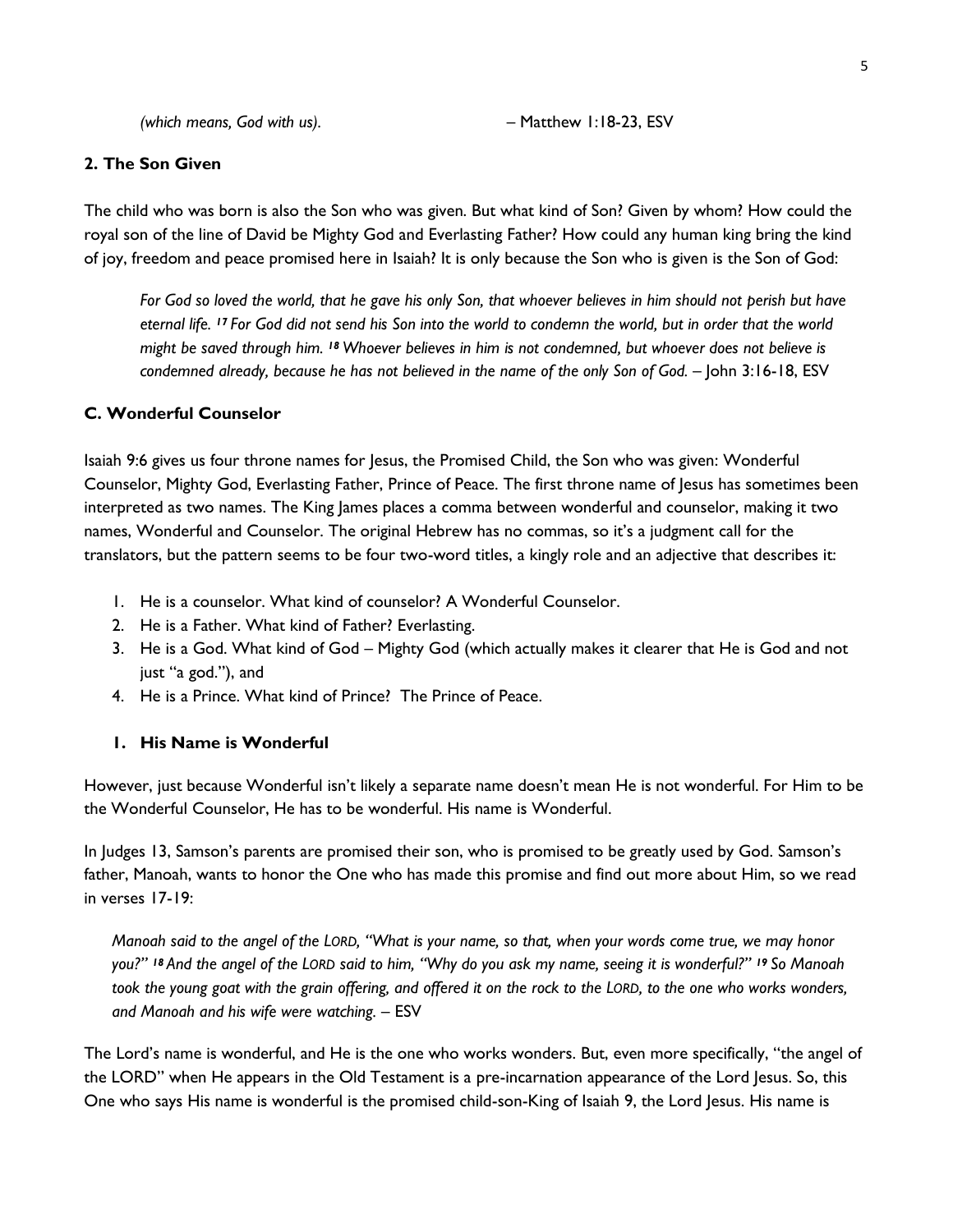*(which means, God with us).* – Matthew 1:18-23, ESV

### 2. The Son Given

The child who was born is also the Son who was given. But what kind of Son? Given by whom? How could the royal son of the line of David be Mighty God and Everlasting Father? How could any human king bring the kind of joy, freedom and peace promised here in Isaiah? It is only because the Son who is given is the Son of God:

> *For God so loved the world, that he gave his only Son, that whoever believes in him should not perish but have eternal life. [17] For God did not send his Son into the world to condemn the world, but in order that the world might be saved through him. [18] Whoever believes in him is not condemned, but whoever does not believe is condemned already, because he has not believed in the name of the only Son of God.* – John 3:16-18, ESV

## C. Wonderful Counselor

Isaiah 9:6 gives us four throne names for Jesus, the Promised Child, the Son who was given: Wonderful Counselor, Mighty God, Everlasting Father, Prince of Peace. The first throne name of Jesus has sometimes been interpreted as two names. The King James places a comma between wonderful and counselor, making it two names, Wonderful and Counselor. The original Hebrew has no commas, so it's a judgment call for the translators, but the pattern seems to be four two-word titles, a kingly role and an adjective that describes it:

1. He is a counselor. What kind of counselor? A Wonderful Counselor.
2. He is a Father. What kind of Father? Everlasting.
3. He is a God. What kind of God – Mighty God (which actually makes it clearer that He is God and not just "a god."), and
4. He is a Prince. What kind of Prince? The Prince of Peace.

### 1. His Name is Wonderful

However, just because Wonderful isn't likely a separate name doesn't mean He is not wonderful. For Him to be the Wonderful Counselor, He has to be wonderful. His name is Wonderful.

In Judges 13, Samson's parents are promised their son, who is promised to be greatly used by God. Samson's father, Manoah, wants to honor the One who has made this promise and find out more about Him, so we read in verses 17-19:

> *Manoah said to the angel of the LORD, "What is your name, so that, when your words come true, we may honor you?" [18] And the angel of the LORD said to him, "Why do you ask my name, seeing it is wonderful?" [19] So Manoah took the young goat with the grain offering, and offered it on the rock to the LORD, to the one who works wonders, and Manoah and his wife were watching.* – ESV

The Lord's name is wonderful, and He is the one who works wonders. But, even more specifically, "the angel of the LORD" when He appears in the Old Testament is a pre-incarnation appearance of the Lord Jesus. So, this One who says His name is wonderful is the promised child-son-King of Isaiah 9, the Lord Jesus. His name is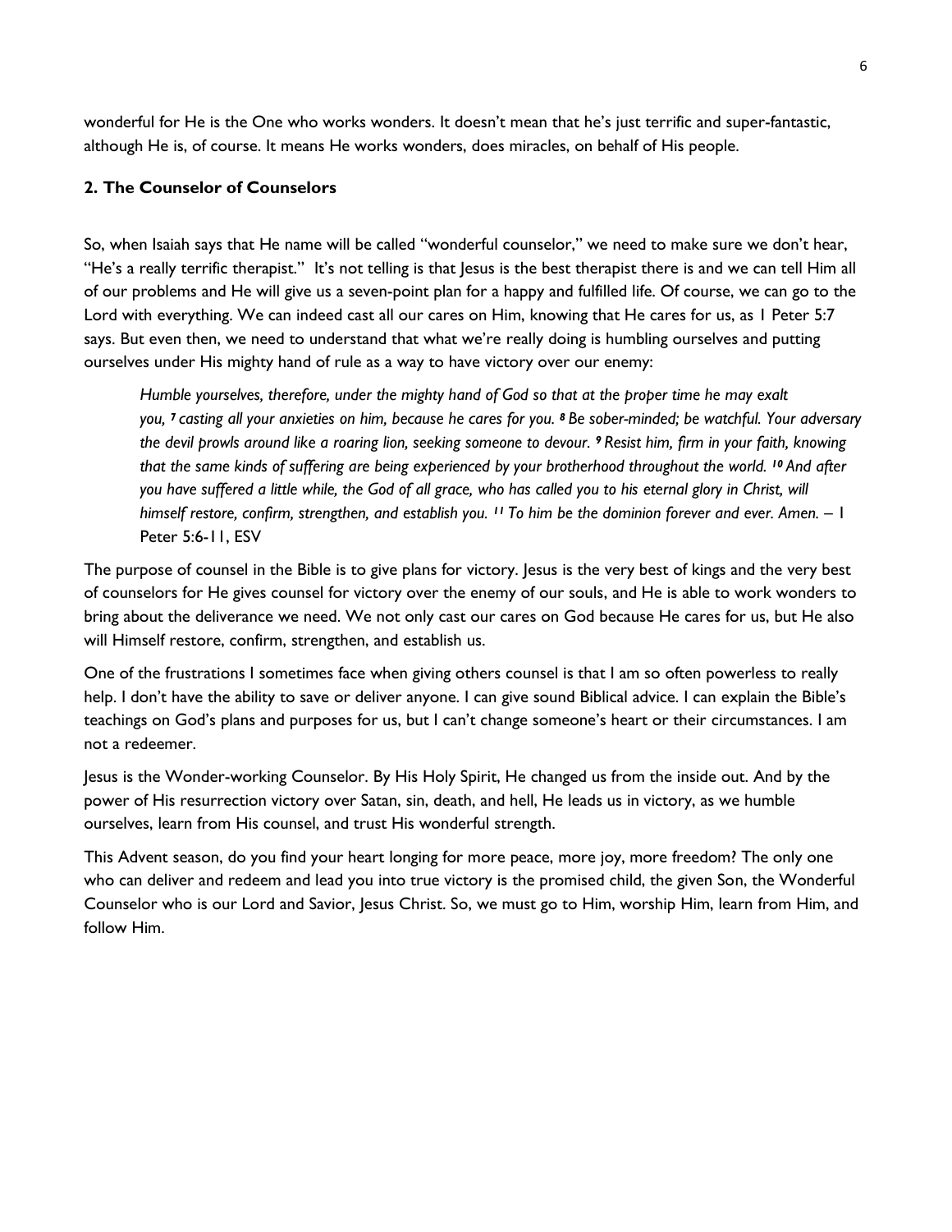wonderful for He is the One who works wonders. It doesn't mean that he's just terrific and super-fantastic, although He is, of course. It means He works wonders, does miracles, on behalf of His people.

**2. The Counselor of Counselors**

So, when Isaiah says that He name will be called "wonderful counselor," we need to make sure we don't hear, "He's a really terrific therapist." It's not telling is that Jesus is the best therapist there is and we can tell Him all of our problems and He will give us a seven-point plan for a happy and fulfilled life. Of course, we can go to the Lord with everything. We can indeed cast all our cares on Him, knowing that He cares for us, as 1 Peter 5:7 says. But even then, we need to understand that what we're really doing is humbling ourselves and putting ourselves under His mighty hand of rule as a way to have victory over our enemy:

> *Humble yourselves, therefore, under the mighty hand of God so that at the proper time he may exalt you, 7 casting all your anxieties on him, because he cares for you. 8 Be sober-minded; be watchful. Your adversary the devil prowls around like a roaring lion, seeking someone to devour. 9 Resist him, firm in your faith, knowing that the same kinds of suffering are being experienced by your brotherhood throughout the world. 10 And after you have suffered a little while, the God of all grace, who has called you to his eternal glory in Christ, will himself restore, confirm, strengthen, and establish you. 11 To him be the dominion forever and ever. Amen.* – 1 Peter 5:6-11, ESV

The purpose of counsel in the Bible is to give plans for victory. Jesus is the very best of kings and the very best of counselors for He gives counsel for victory over the enemy of our souls, and He is able to work wonders to bring about the deliverance we need. We not only cast our cares on God because He cares for us, but He also will Himself restore, confirm, strengthen, and establish us.

One of the frustrations I sometimes face when giving others counsel is that I am so often powerless to really help. I don't have the ability to save or deliver anyone. I can give sound Biblical advice. I can explain the Bible's teachings on God's plans and purposes for us, but I can't change someone's heart or their circumstances. I am not a redeemer.

Jesus is the Wonder-working Counselor. By His Holy Spirit, He changed us from the inside out. And by the power of His resurrection victory over Satan, sin, death, and hell, He leads us in victory, as we humble ourselves, learn from His counsel, and trust His wonderful strength.

This Advent season, do you find your heart longing for more peace, more joy, more freedom? The only one who can deliver and redeem and lead you into true victory is the promised child, the given Son, the Wonderful Counselor who is our Lord and Savior, Jesus Christ. So, we must go to Him, worship Him, learn from Him, and follow Him.